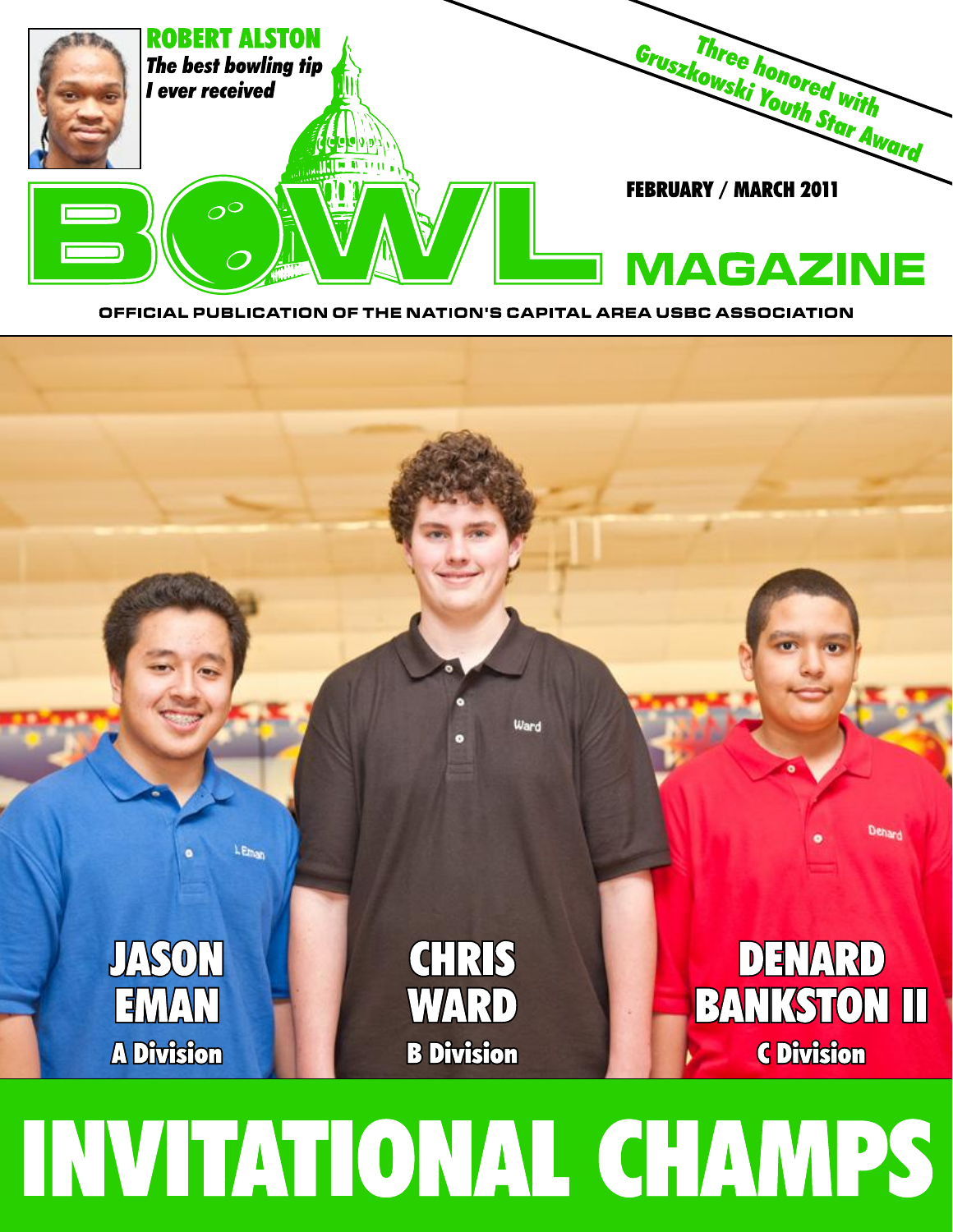**ROBERT ALSTON**
***The best bowling tip I ever received***

**Three honored with Gruszkowski Youth Star Award**

**FEBRUARY / MARCH 2011**

# BOWL MAGAZINE

OFFICIAL PUBLICATION OF THE NATION'S CAPITAL AREA USBC ASSOCIATION

**JASON EMAN**
**A Division**

**CHRIS WARD**
**B Division**

**DENARD BANKSTON II**
**C Division**

# INVITATIONAL CHAMPS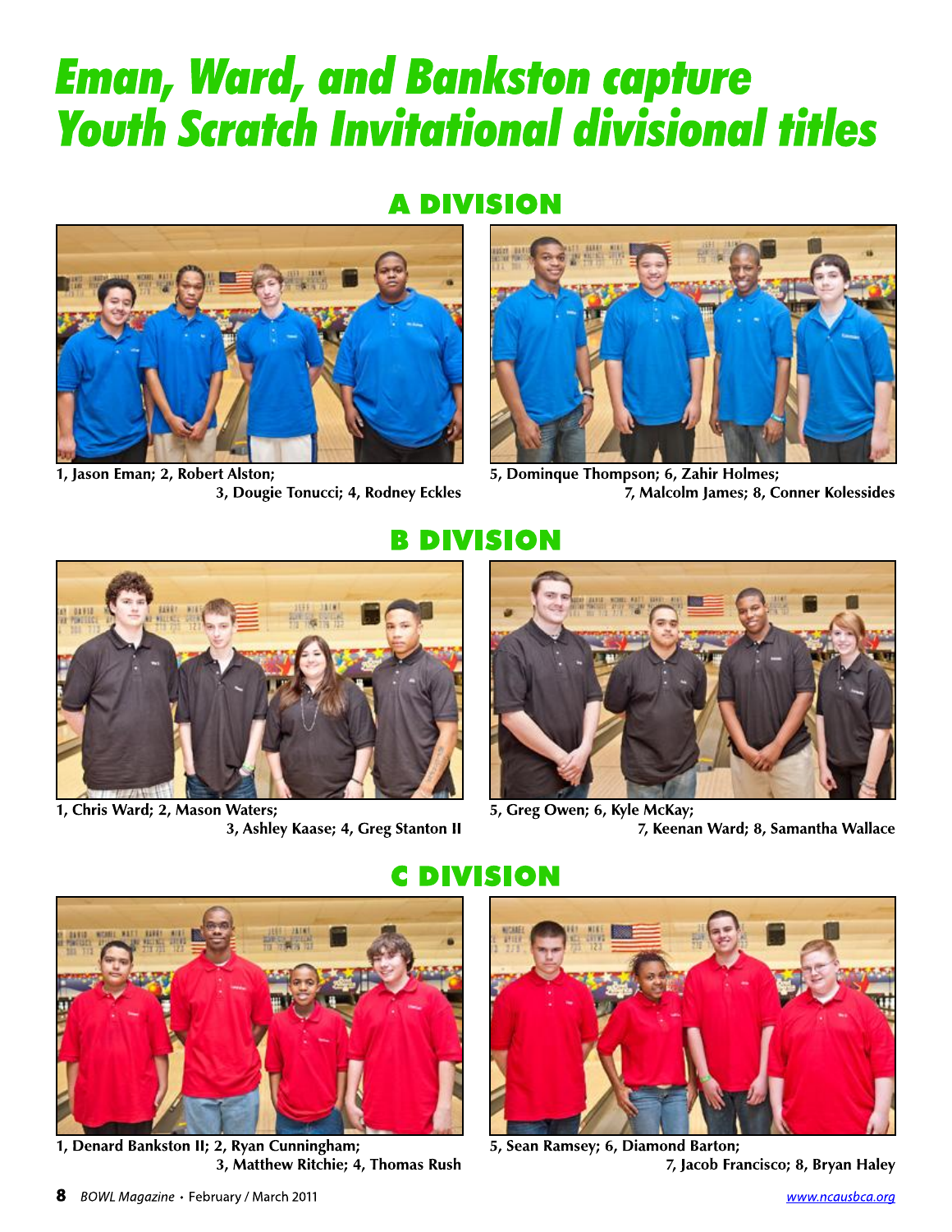# Eman, Ward, and Bankston capture Youth Scratch Invitational divisional titles

## A DIVISION

1, Jason Eman; 2, Robert Alston; 3, Dougie Tonucci; 4, Rodney Eckles

5, Dominque Thompson; 6, Zahir Holmes; 7, Malcolm James; 8, Conner Kolessides

## B DIVISION

1, Chris Ward; 2, Mason Waters; 3, Ashley Kaase; 4, Greg Stanton II

5, Greg Owen; 6, Kyle McKay; 7, Keenan Ward; 8, Samantha Wallace

## C DIVISION

1, Denard Bankston II; 2, Ryan Cunningham; 3, Matthew Ritchie; 4, Thomas Rush

5, Sean Ramsey; 6, Diamond Barton; 7, Jacob Francisco; 8, Bryan Haley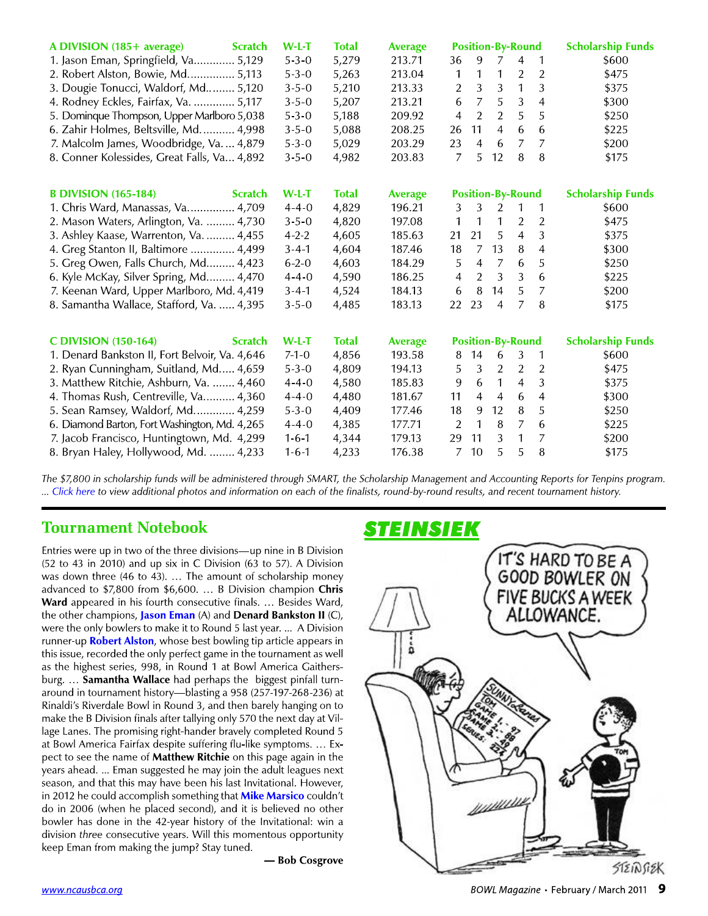| A DIVISION (185+ average) | Scratch | W-L-T | Total | Average | Position-By-Round | | | | | Scholarship Funds |
|---|---|---|---|---|---|---|---|---|---|---|
| 1. Jason Eman, Springfield, Va. | 5,129 | 5-3-0 | 5,279 | 213.71 | 36 | 9 | 7 | 4 | 1 | $600 |
| 2. Robert Alston, Bowie, Md. | 5,113 | 5-3-0 | 5,263 | 213.04 | 1 | 1 | 1 | 2 | 2 | $475 |
| 3. Dougie Tonucci, Waldorf, Md. | 5,120 | 3-5-0 | 5,210 | 213.33 | 2 | 3 | 3 | 1 | 3 | $375 |
| 4. Rodney Eckles, Fairfax, Va. | 5,117 | 3-5-0 | 5,207 | 213.21 | 6 | 7 | 5 | 3 | 4 | $300 |
| 5. Dominque Thompson, Upper Marlboro | 5,038 | 5-3-0 | 5,188 | 209.92 | 4 | 2 | 2 | 5 | 5 | $250 |
| 6. Zahir Holmes, Beltsville, Md. | 4,998 | 3-5-0 | 5,088 | 208.25 | 26 | 11 | 4 | 6 | 6 | $225 |
| 7. Malcolm James, Woodbridge, Va. | 4,879 | 5-3-0 | 5,029 | 203.29 | 23 | 4 | 6 | 7 | 7 | $200 |
| 8. Conner Kolessides, Great Falls, Va. | 4,892 | 3-5-0 | 4,982 | 203.83 | 7 | 5 | 12 | 8 | 8 | $175 |

| B DIVISION (165-184) | Scratch | W-L-T | Total | Average | Position-By-Round | | | | | Scholarship Funds |
|---|---|---|---|---|---|---|---|---|---|---|
| 1. Chris Ward, Manassas, Va. | 4,709 | 4-4-0 | 4,829 | 196.21 | 3 | 3 | 2 | 1 | 1 | $600 |
| 2. Mason Waters, Arlington, Va. | 4,730 | 3-5-0 | 4,820 | 197.08 | 1 | 1 | 1 | 2 | 2 | $475 |
| 3. Ashley Kaase, Warrenton, Va. | 4,455 | 4-2-2 | 4,605 | 185.63 | 21 | 21 | 5 | 4 | 3 | $375 |
| 4. Greg Stanton II, Baltimore | 4,499 | 3-4-1 | 4,604 | 187.46 | 18 | 7 | 13 | 8 | 4 | $300 |
| 5. Greg Owen, Falls Church, Md. | 4,423 | 6-2-0 | 4,603 | 184.29 | 5 | 4 | 7 | 6 | 5 | $250 |
| 6. Kyle McKay, Silver Spring, Md. | 4,470 | 4-4-0 | 4,590 | 186.25 | 4 | 2 | 3 | 3 | 6 | $225 |
| 7. Keenan Ward, Upper Marlboro, Md. | 4,419 | 3-4-1 | 4,524 | 184.13 | 6 | 8 | 14 | 5 | 7 | $200 |
| 8. Samantha Wallace, Stafford, Va. | 4,395 | 3-5-0 | 4,485 | 183.13 | 22 | 23 | 4 | 7 | 8 | $175 |

| C DIVISION (150-164) | Scratch | W-L-T | Total | Average | Position-By-Round | | | | | Scholarship Funds |
|---|---|---|---|---|---|---|---|---|---|---|
| 1. Denard Bankston II, Fort Belvoir, Va. | 4,646 | 7-1-0 | 4,856 | 193.58 | 8 | 14 | 6 | 3 | 1 | $600 |
| 2. Ryan Cunningham, Suitland, Md. | 4,659 | 5-3-0 | 4,809 | 194.13 | 5 | 3 | 2 | 2 | 2 | $475 |
| 3. Matthew Ritchie, Ashburn, Va. | 4,460 | 4-4-0 | 4,580 | 185.83 | 9 | 6 | 1 | 4 | 3 | $375 |
| 4. Thomas Rush, Centreville, Va. | 4,360 | 4-4-0 | 4,480 | 181.67 | 11 | 4 | 4 | 6 | 4 | $300 |
| 5. Sean Ramsey, Waldorf, Md. | 4,259 | 5-3-0 | 4,409 | 177.46 | 18 | 9 | 12 | 8 | 5 | $250 |
| 6. Diamond Barton, Fort Washington, Md. | 4,265 | 4-4-0 | 4,385 | 177.71 | 2 | 1 | 8 | 7 | 6 | $225 |
| 7. Jacob Francisco, Huntingtown, Md. | 4,299 | 1-6-1 | 4,344 | 179.13 | 29 | 11 | 3 | 1 | 7 | $200 |
| 8. Bryan Haley, Hollywood, Md. | 4,233 | 1-6-1 | 4,233 | 176.38 | 7 | 10 | 5 | 5 | 8 | $175 |

*The $7,800 in scholarship funds will be administered through SMART, the Scholarship Management and Accounting Reports for Tenpins program. ... Click here to view additional photos and information on each of the finalists, round-by-round results, and recent tournament history.*

## Tournament Notebook

Entries were up in two of the three divisions—up nine in B Division (52 to 43 in 2010) and up six in C Division (63 to 57). A Division was down three (46 to 43). … The amount of scholarship money advanced to $7,800 from $6,600. … B Division champion **Chris Ward** appeared in his fourth consecutive finals. … Besides Ward, the other champions, **Jason Eman** (A) and **Denard Bankston II** (C), were the only bowlers to make it to Round 5 last year. ... A Division runner-up **Robert Alston**, whose best bowling tip article appears in this issue, recorded the only perfect game in the tournament as well as the highest series, 998, in Round 1 at Bowl America Gaithersburg. … **Samantha Wallace** had perhaps the biggest pinfall turnaround in tournament history—blasting a 958 (257-197-268-236) at Rinaldi's Riverdale Bowl in Round 3, and then barely hanging on to make the B Division finals after tallying only 570 the next day at Village Lanes. The promising right-hander bravely completed Round 5 at Bowl America Fairfax despite suffering flu-like symptoms. … Expect to see the name of **Matthew Ritchie** on this page again in the years ahead. ... Eman suggested he may join the adult leagues next season, and that this may have been his last Invitational. However, in 2012 he could accomplish something that **Mike Marsico** couldn't do in 2006 (when he placed second), and it is believed no other bowler has done in the 42-year history of the Invitational: win a division *three* consecutive years. Will this momentous opportunity keep Eman from making the jump? Stay tuned.

**— Bob Cosgrove**

## STEINSIEK

IT'S HARD TO BE A GOOD BOWLER ON FIVE BUCKS A WEEK ALLOWANCE.

www.ncausbca.org